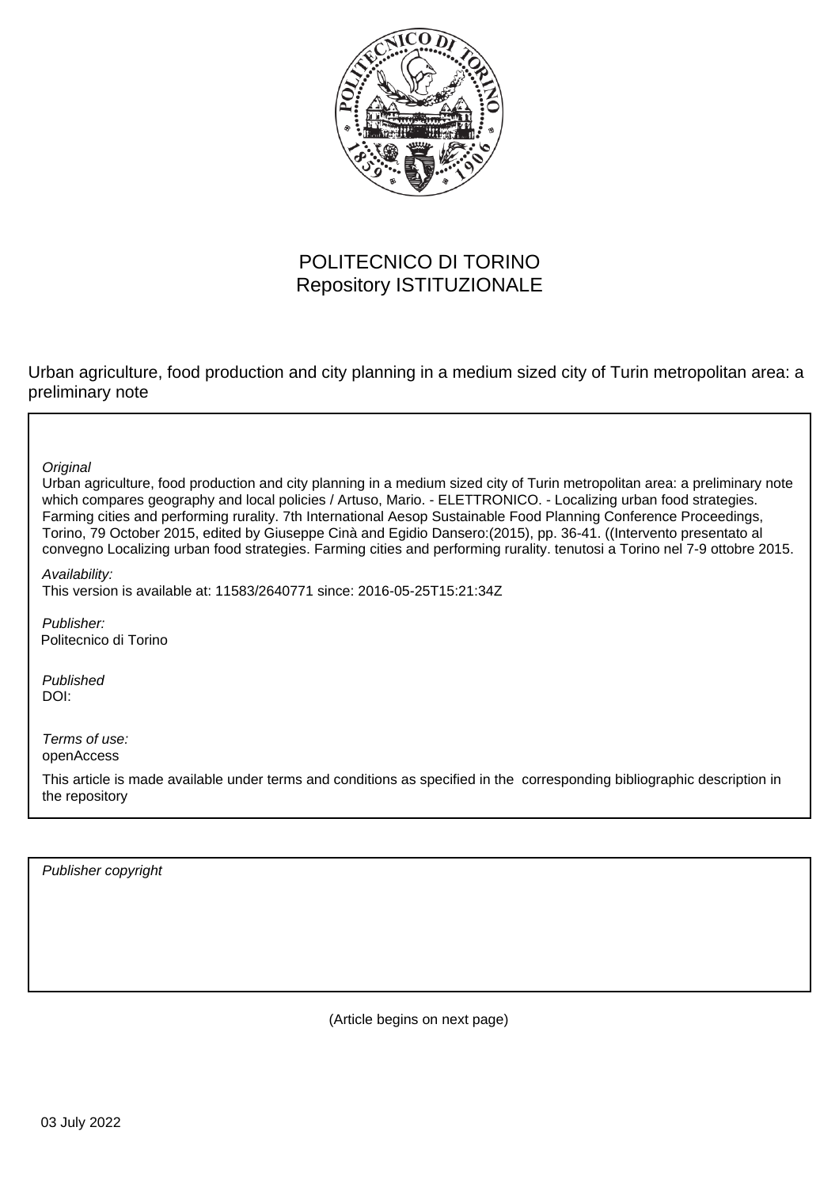POLITECNICO DI TORINO
Repository ISTITUZIONALE

Urban agriculture, food production and city planning in a medium sized city of Turin metropolitan area: a preliminary note

*Original*

Urban agriculture, food production and city planning in a medium sized city of Turin metropolitan area: a preliminary note which compares geography and local policies / Artuso, Mario. - ELETTRONICO. - Localizing urban food strategies. Farming cities and performing rurality. 7th International Aesop Sustainable Food Planning Conference Proceedings, Torino, 79 October 2015, edited by Giuseppe Cinà and Egidio Dansero:(2015), pp. 36-41. ((Intervento presentato al convegno Localizing urban food strategies. Farming cities and performing rurality. tenutosi a Torino nel 7-9 ottobre 2015.

*Availability:*

This version is available at: 11583/2640771 since: 2016-05-25T15:21:34Z

*Publisher:*

Politecnico di Torino

*Published*

DOI:

*Terms of use:*

openAccess

This article is made available under terms and conditions as specified in the corresponding bibliographic description in the repository

*Publisher copyright*

(Article begins on next page)

03 July 2022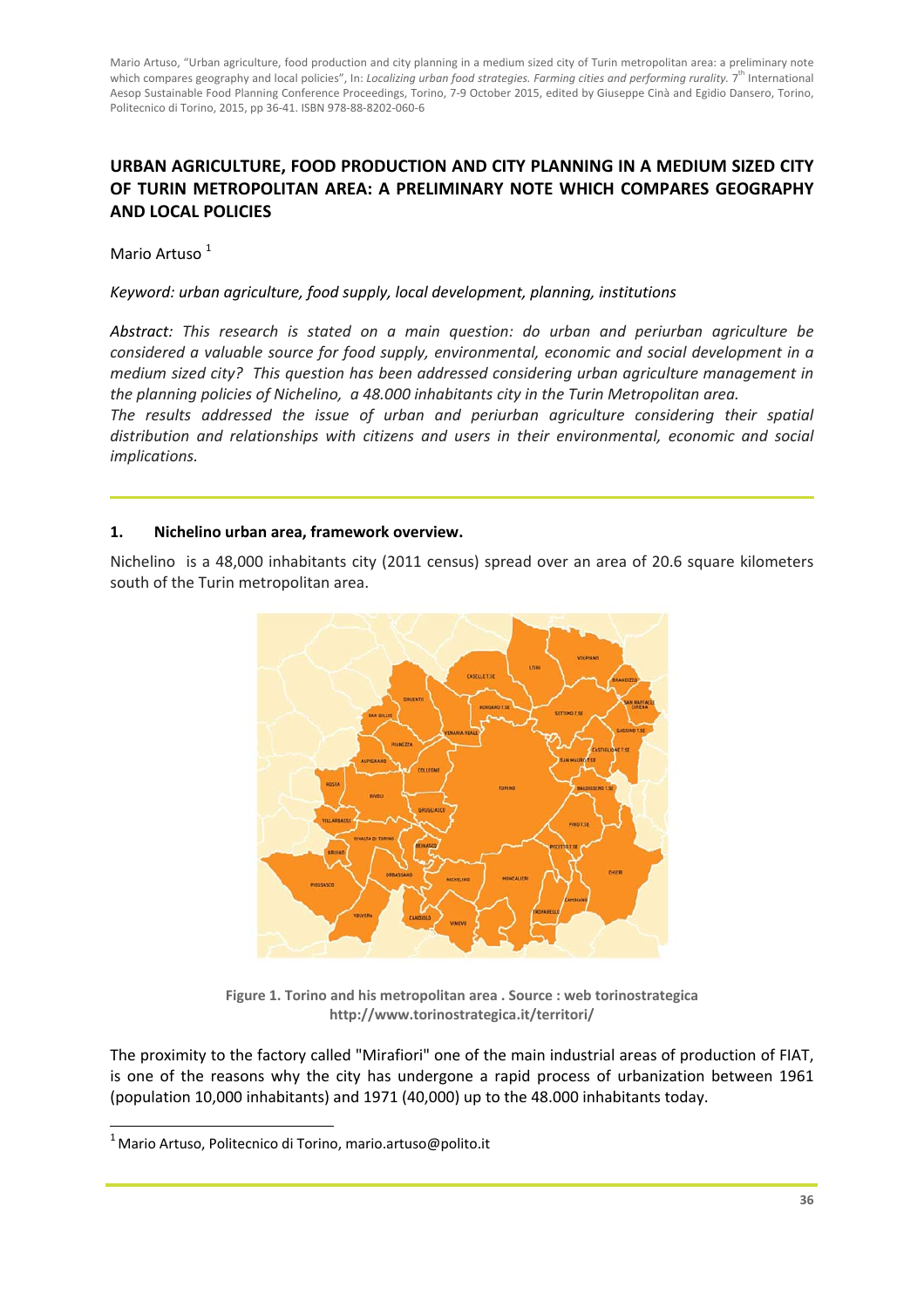Mario Artuso, "Urban agriculture, food production and city planning in a medium sized city of Turin metropolitan area: a preliminary note which compares geography and local policies", In: *Localizing urban food strategies. Farming cities and performing rurality.* 7th International Aesop Sustainable Food Planning Conference Proceedings, Torino, 7-9 October 2015, edited by Giuseppe Cinà and Egidio Dansero, Torino, Politecnico di Torino, 2015, pp 36-41. ISBN 978-88-8202-060-6

# URBAN AGRICULTURE, FOOD PRODUCTION AND CITY PLANNING IN A MEDIUM SIZED CITY OF TURIN METROPOLITAN AREA: A PRELIMINARY NOTE WHICH COMPARES GEOGRAPHY AND LOCAL POLICIES

Mario Artuso [1]

*Keyword: urban agriculture, food supply, local development, planning, institutions*

*Abstract: This research is stated on a main question: do urban and periurban agriculture be considered a valuable source for food supply, environmental, economic and social development in a medium sized city? This question has been addressed considering urban agriculture management in the planning policies of Nichelino, a 48.000 inhabitants city in the Turin Metropolitan area.*
*The results addressed the issue of urban and periurban agriculture considering their spatial distribution and relationships with citizens and users in their environmental, economic and social implications.*

## 1. Nichelino urban area, framework overview.

Nichelino is a 48,000 inhabitants city (2011 census) spread over an area of 20.6 square kilometers south of the Turin metropolitan area.

**Figure 1. Torino and his metropolitan area . Source : web torinostrategica http://www.torinostrategica.it/territori/**

The proximity to the factory called "Mirafiori" one of the main industrial areas of production of FIAT, is one of the reasons why the city has undergone a rapid process of urbanization between 1961 (population 10,000 inhabitants) and 1971 (40,000) up to the 48.000 inhabitants today.

[1] Mario Artuso, Politecnico di Torino, mario.artuso@polito.it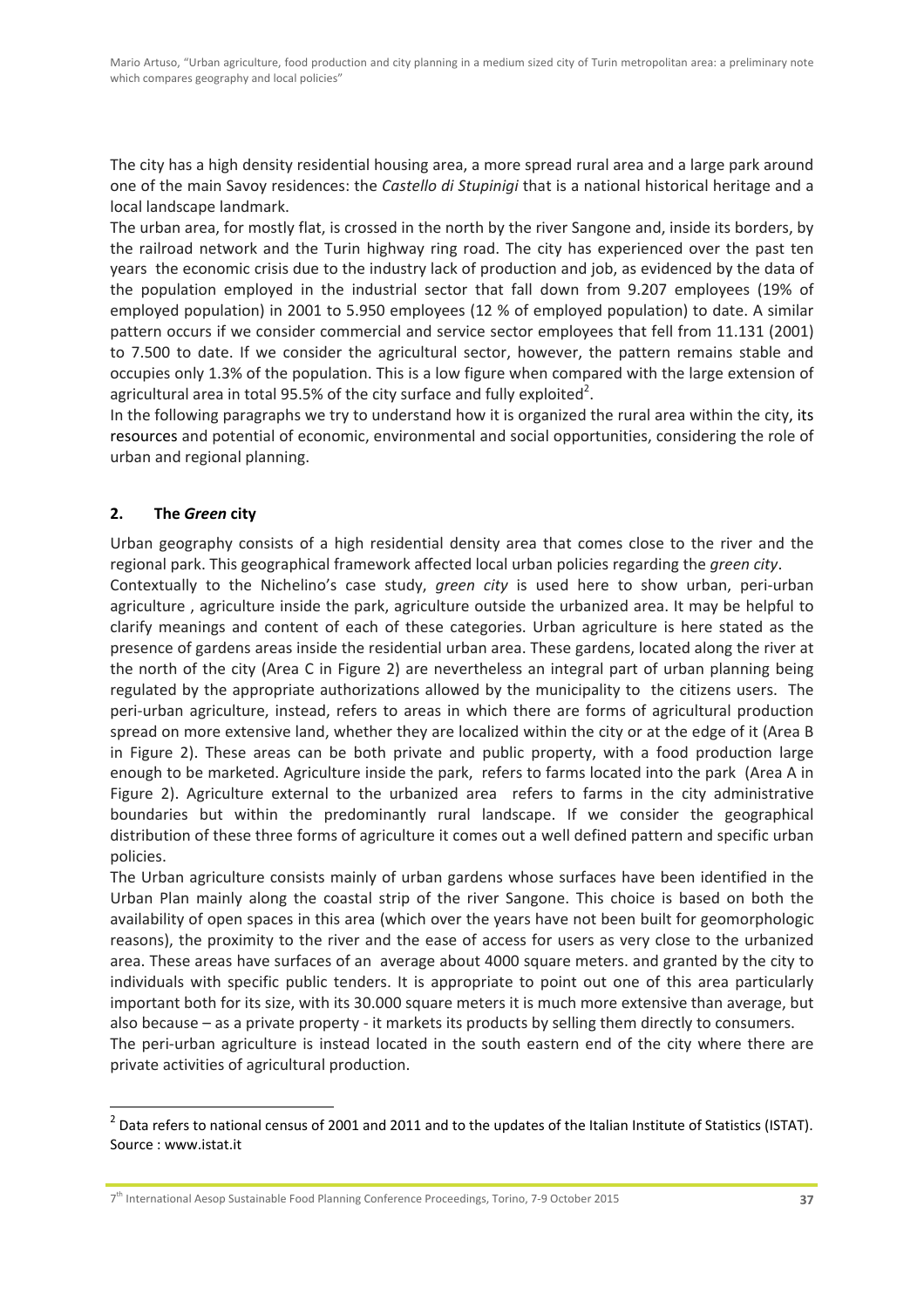The city has a high density residential housing area, a more spread rural area and a large park around one of the main Savoy residences: the *Castello di Stupinigi* that is a national historical heritage and a local landscape landmark.

The urban area, for mostly flat, is crossed in the north by the river Sangone and, inside its borders, by the railroad network and the Turin highway ring road. The city has experienced over the past ten years the economic crisis due to the industry lack of production and job, as evidenced by the data of the population employed in the industrial sector that fall down from 9.207 employees (19% of employed population) in 2001 to 5.950 employees (12 % of employed population) to date. A similar pattern occurs if we consider commercial and service sector employees that fell from 11.131 (2001) to 7.500 to date. If we consider the agricultural sector, however, the pattern remains stable and occupies only 1.3% of the population. This is a low figure when compared with the large extension of agricultural area in total 95.5% of the city surface and fully exploited[2].

In the following paragraphs we try to understand how it is organized the rural area within the city, its resources and potential of economic, environmental and social opportunities, considering the role of urban and regional planning.

## 2. The *Green* city

Urban geography consists of a high residential density area that comes close to the river and the regional park. This geographical framework affected local urban policies regarding the *green city*.

Contextually to the Nichelino's case study, *green city* is used here to show urban, peri-urban agriculture , agriculture inside the park, agriculture outside the urbanized area. It may be helpful to clarify meanings and content of each of these categories. Urban agriculture is here stated as the presence of gardens areas inside the residential urban area. These gardens, located along the river at the north of the city (Area C in Figure 2) are nevertheless an integral part of urban planning being regulated by the appropriate authorizations allowed by the municipality to the citizens users. The peri-urban agriculture, instead, refers to areas in which there are forms of agricultural production spread on more extensive land, whether they are localized within the city or at the edge of it (Area B in Figure 2). These areas can be both private and public property, with a food production large enough to be marketed. Agriculture inside the park, refers to farms located into the park (Area A in Figure 2). Agriculture external to the urbanized area refers to farms in the city administrative boundaries but within the predominantly rural landscape. If we consider the geographical distribution of these three forms of agriculture it comes out a well defined pattern and specific urban policies.

The Urban agriculture consists mainly of urban gardens whose surfaces have been identified in the Urban Plan mainly along the coastal strip of the river Sangone. This choice is based on both the availability of open spaces in this area (which over the years have not been built for geomorphologic reasons), the proximity to the river and the ease of access for users as very close to the urbanized area. These areas have surfaces of an average about 4000 square meters. and granted by the city to individuals with specific public tenders. It is appropriate to point out one of this area particularly important both for its size, with its 30.000 square meters it is much more extensive than average, but also because – as a private property - it markets its products by selling them directly to consumers.

The peri-urban agriculture is instead located in the south eastern end of the city where there are private activities of agricultural production.

[2] Data refers to national census of 2001 and 2011 and to the updates of the Italian Institute of Statistics (ISTAT). Source : www.istat.it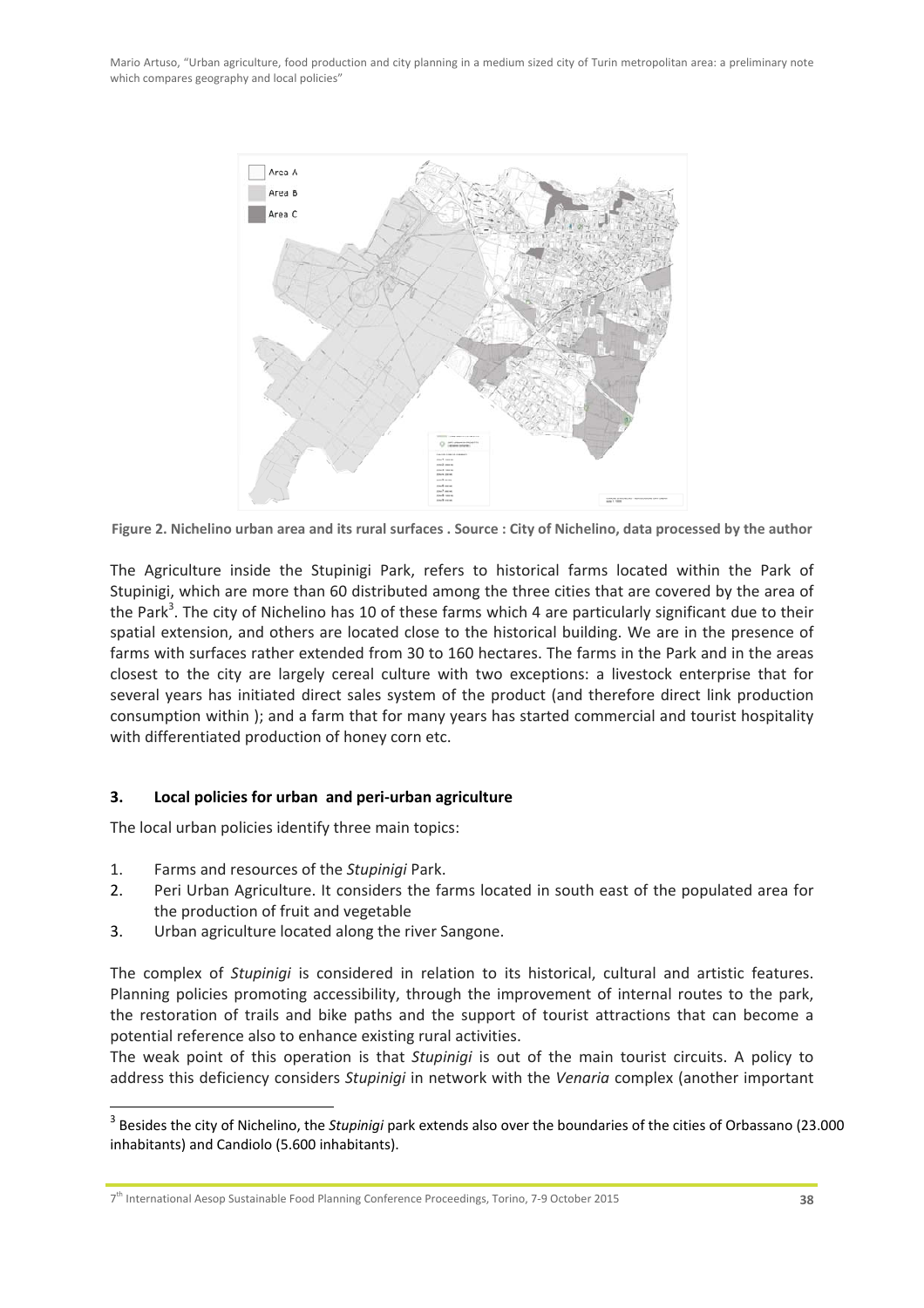Figure 2. Nichelino urban area and its rural surfaces . Source : City of Nichelino, data processed by the author

The Agriculture inside the Stupinigi Park, refers to historical farms located within the Park of Stupinigi, which are more than 60 distributed among the three cities that are covered by the area of the Park[3]. The city of Nichelino has 10 of these farms which 4 are particularly significant due to their spatial extension, and others are located close to the historical building. We are in the presence of farms with surfaces rather extended from 30 to 160 hectares. The farms in the Park and in the areas closest to the city are largely cereal culture with two exceptions: a livestock enterprise that for several years has initiated direct sales system of the product (and therefore direct link production consumption within ); and a farm that for many years has started commercial and tourist hospitality with differentiated production of honey corn etc.

## 3. Local policies for urban and peri-urban agriculture

The local urban policies identify three main topics:

1. Farms and resources of the *Stupinigi* Park.
2. Peri Urban Agriculture. It considers the farms located in south east of the populated area for the production of fruit and vegetable
3. Urban agriculture located along the river Sangone.

The complex of *Stupinigi* is considered in relation to its historical, cultural and artistic features. Planning policies promoting accessibility, through the improvement of internal routes to the park, the restoration of trails and bike paths and the support of tourist attractions that can become a potential reference also to enhance existing rural activities.

The weak point of this operation is that *Stupinigi* is out of the main tourist circuits. A policy to address this deficiency considers *Stupinigi* in network with the *Venaria* complex (another important

[3] Besides the city of Nichelino, the *Stupinigi* park extends also over the boundaries of the cities of Orbassano (23.000 inhabitants) and Candiolo (5.600 inhabitants).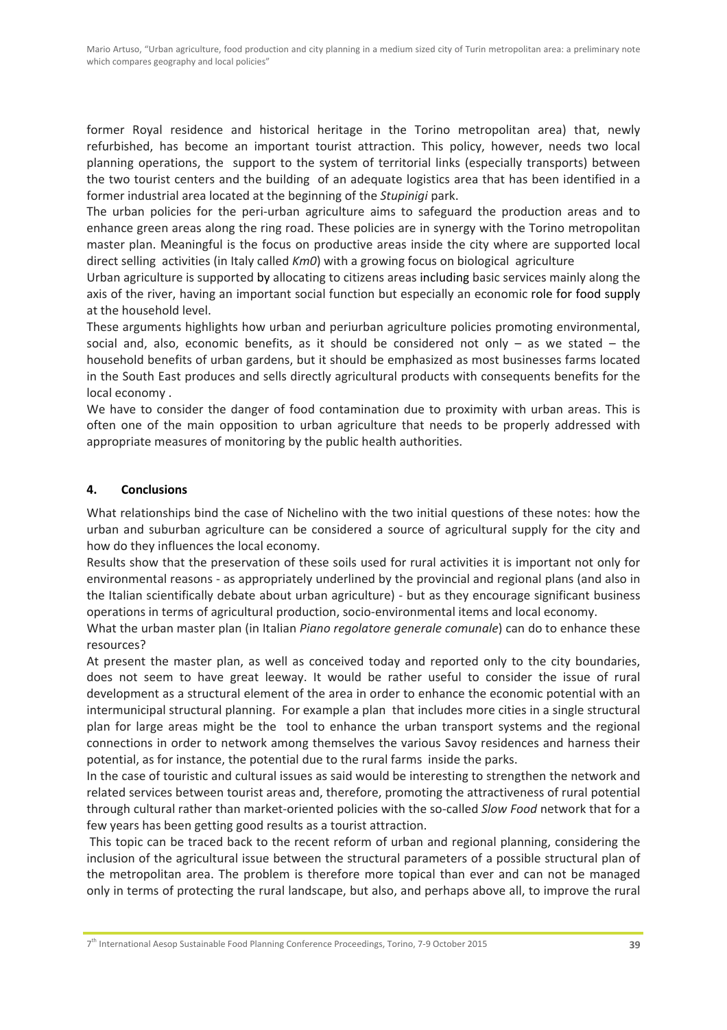former Royal residence and historical heritage in the Torino metropolitan area) that, newly refurbished, has become an important tourist attraction. This policy, however, needs two local planning operations, the support to the system of territorial links (especially transports) between the two tourist centers and the building of an adequate logistics area that has been identified in a former industrial area located at the beginning of the *Stupinigi* park.

The urban policies for the peri-urban agriculture aims to safeguard the production areas and to enhance green areas along the ring road. These policies are in synergy with the Torino metropolitan master plan. Meaningful is the focus on productive areas inside the city where are supported local direct selling activities (in Italy called *Km0*) with a growing focus on biological agriculture

Urban agriculture is supported by allocating to citizens areas including basic services mainly along the axis of the river, having an important social function but especially an economic role for food supply at the household level.

These arguments highlights how urban and periurban agriculture policies promoting environmental, social and, also, economic benefits, as it should be considered not only – as we stated – the household benefits of urban gardens, but it should be emphasized as most businesses farms located in the South East produces and sells directly agricultural products with consequents benefits for the local economy .

We have to consider the danger of food contamination due to proximity with urban areas. This is often one of the main opposition to urban agriculture that needs to be properly addressed with appropriate measures of monitoring by the public health authorities.

## 4. Conclusions

What relationships bind the case of Nichelino with the two initial questions of these notes: how the urban and suburban agriculture can be considered a source of agricultural supply for the city and how do they influences the local economy.

Results show that the preservation of these soils used for rural activities it is important not only for environmental reasons - as appropriately underlined by the provincial and regional plans (and also in the Italian scientifically debate about urban agriculture) - but as they encourage significant business operations in terms of agricultural production, socio-environmental items and local economy.

What the urban master plan (in Italian *Piano regolatore generale comunale*) can do to enhance these resources?

At present the master plan, as well as conceived today and reported only to the city boundaries, does not seem to have great leeway. It would be rather useful to consider the issue of rural development as a structural element of the area in order to enhance the economic potential with an intermunicipal structural planning. For example a plan that includes more cities in a single structural plan for large areas might be the tool to enhance the urban transport systems and the regional connections in order to network among themselves the various Savoy residences and harness their potential, as for instance, the potential due to the rural farms inside the parks.

In the case of touristic and cultural issues as said would be interesting to strengthen the network and related services between tourist areas and, therefore, promoting the attractiveness of rural potential through cultural rather than market-oriented policies with the so-called *Slow Food* network that for a few years has been getting good results as a tourist attraction.

This topic can be traced back to the recent reform of urban and regional planning, considering the inclusion of the agricultural issue between the structural parameters of a possible structural plan of the metropolitan area. The problem is therefore more topical than ever and can not be managed only in terms of protecting the rural landscape, but also, and perhaps above all, to improve the rural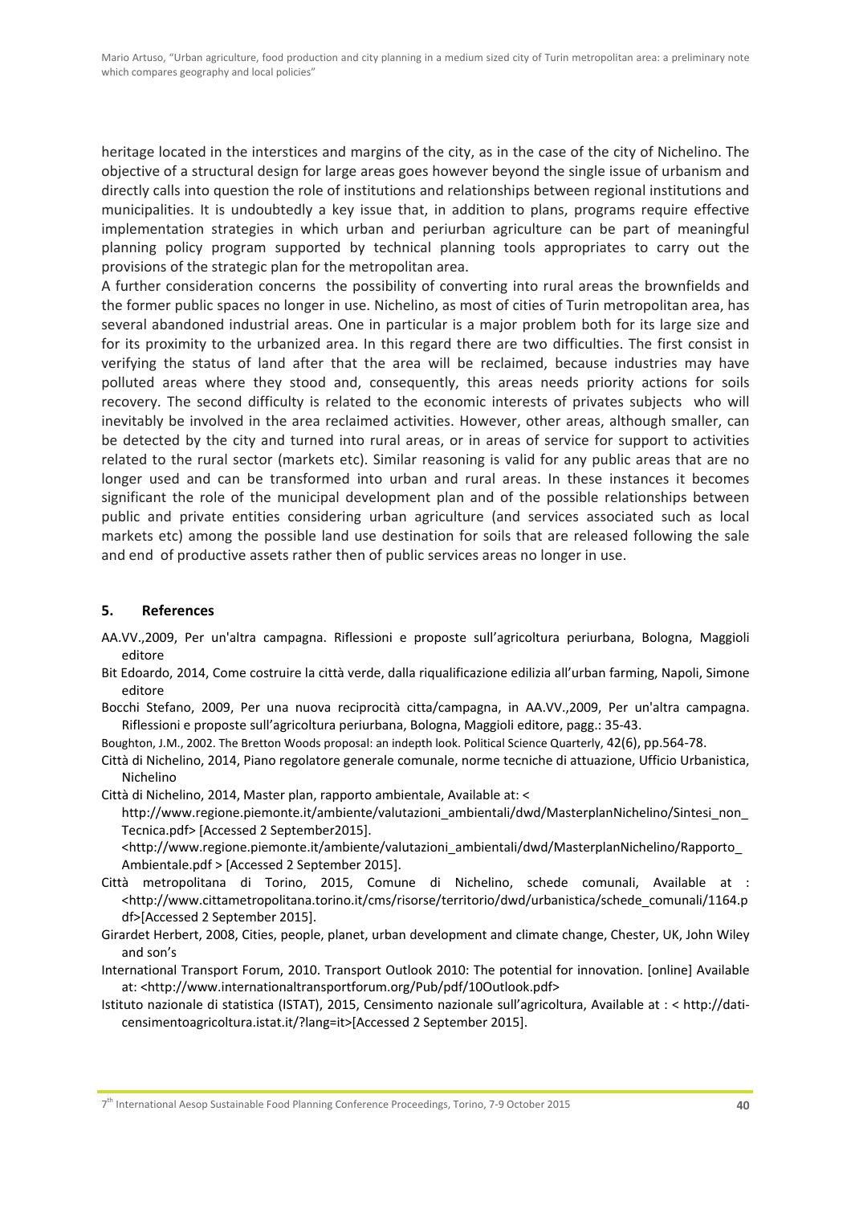heritage located in the interstices and margins of the city, as in the case of the city of Nichelino. The objective of a structural design for large areas goes however beyond the single issue of urbanism and directly calls into question the role of institutions and relationships between regional institutions and municipalities. It is undoubtedly a key issue that, in addition to plans, programs require effective implementation strategies in which urban and periurban agriculture can be part of meaningful planning policy program supported by technical planning tools appropriates to carry out the provisions of the strategic plan for the metropolitan area.

A further consideration concerns the possibility of converting into rural areas the brownfields and the former public spaces no longer in use. Nichelino, as most of cities of Turin metropolitan area, has several abandoned industrial areas. One in particular is a major problem both for its large size and for its proximity to the urbanized area. In this regard there are two difficulties. The first consist in verifying the status of land after that the area will be reclaimed, because industries may have polluted areas where they stood and, consequently, this areas needs priority actions for soils recovery. The second difficulty is related to the economic interests of privates subjects who will inevitably be involved in the area reclaimed activities. However, other areas, although smaller, can be detected by the city and turned into rural areas, or in areas of service for support to activities related to the rural sector (markets etc). Similar reasoning is valid for any public areas that are no longer used and can be transformed into urban and rural areas. In these instances it becomes significant the role of the municipal development plan and of the possible relationships between public and private entities considering urban agriculture (and services associated such as local markets etc) among the possible land use destination for soils that are released following the sale and end of productive assets rather then of public services areas no longer in use.

## 5. References

AA.VV.,2009, Per un'altra campagna. Riflessioni e proposte sull'agricoltura periurbana, Bologna, Maggioli editore

Bit Edoardo, 2014, Come costruire la città verde, dalla riqualificazione edilizia all'urban farming, Napoli, Simone editore

Bocchi Stefano, 2009, Per una nuova reciprocità citta/campagna, in AA.VV.,2009, Per un'altra campagna. Riflessioni e proposte sull'agricoltura periurbana, Bologna, Maggioli editore, pagg.: 35-43.

Boughton, J.M., 2002. The Bretton Woods proposal: an indepth look. Political Science Quarterly, 42(6), pp.564-78.

Città di Nichelino, 2014, Piano regolatore generale comunale, norme tecniche di attuazione, Ufficio Urbanistica, Nichelino

Città di Nichelino, 2014, Master plan, rapporto ambientale, Available at: < http://www.regione.piemonte.it/ambiente/valutazioni_ambientali/dwd/MasterplanNichelino/Sintesi_non_Tecnica.pdf> [Accessed 2 September2015]. <http://www.regione.piemonte.it/ambiente/valutazioni_ambientali/dwd/MasterplanNichelino/Rapporto_Ambientale.pdf > [Accessed 2 September 2015].

Città metropolitana di Torino, 2015, Comune di Nichelino, schede comunali, Available at : <http://www.cittametropolitana.torino.it/cms/risorse/territorio/dwd/urbanistica/schede_comunali/1164.pdf>[Accessed 2 September 2015].

Girardet Herbert, 2008, Cities, people, planet, urban development and climate change, Chester, UK, John Wiley and son's

International Transport Forum, 2010. Transport Outlook 2010: The potential for innovation. [online] Available at: <http://www.internationaltransportforum.org/Pub/pdf/10Outlook.pdf>

Istituto nazionale di statistica (ISTAT), 2015, Censimento nazionale sull'agricoltura, Available at : < http://dati-censimentoagricoltura.istat.it/?lang=it>[Accessed 2 September 2015].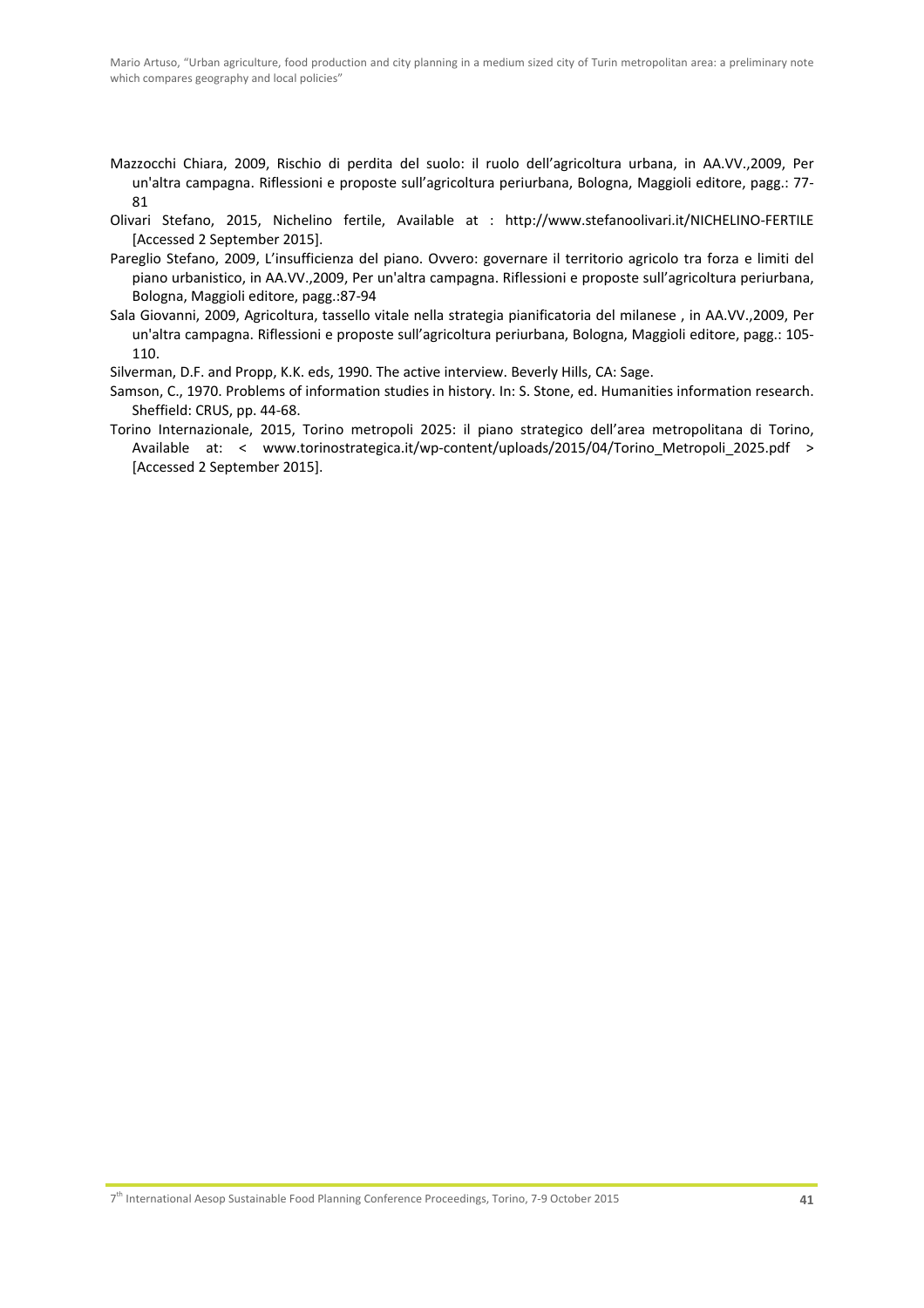Mazzocchi Chiara, 2009, Rischio di perdita del suolo: il ruolo dell'agricoltura urbana, in AA.VV.,2009, Per un'altra campagna. Riflessioni e proposte sull'agricoltura periurbana, Bologna, Maggioli editore, pagg.: 77-81

Olivari Stefano, 2015, Nichelino fertile, Available at : http://www.stefanoolivari.it/NICHELINO-FERTILE [Accessed 2 September 2015].

Pareglio Stefano, 2009, L'insufficienza del piano. Ovvero: governare il territorio agricolo tra forza e limiti del piano urbanistico, in AA.VV.,2009, Per un'altra campagna. Riflessioni e proposte sull'agricoltura periurbana, Bologna, Maggioli editore, pagg.:87-94

Sala Giovanni, 2009, Agricoltura, tassello vitale nella strategia pianificatoria del milanese , in AA.VV.,2009, Per un'altra campagna. Riflessioni e proposte sull'agricoltura periurbana, Bologna, Maggioli editore, pagg.: 105-110.

Silverman, D.F. and Propp, K.K. eds, 1990. The active interview. Beverly Hills, CA: Sage.

Samson, C., 1970. Problems of information studies in history. In: S. Stone, ed. Humanities information research. Sheffield: CRUS, pp. 44-68.

Torino Internazionale, 2015, Torino metropoli 2025: il piano strategico dell'area metropolitana di Torino, Available at: < www.torinostrategica.it/wp-content/uploads/2015/04/Torino_Metropoli_2025.pdf > [Accessed 2 September 2015].